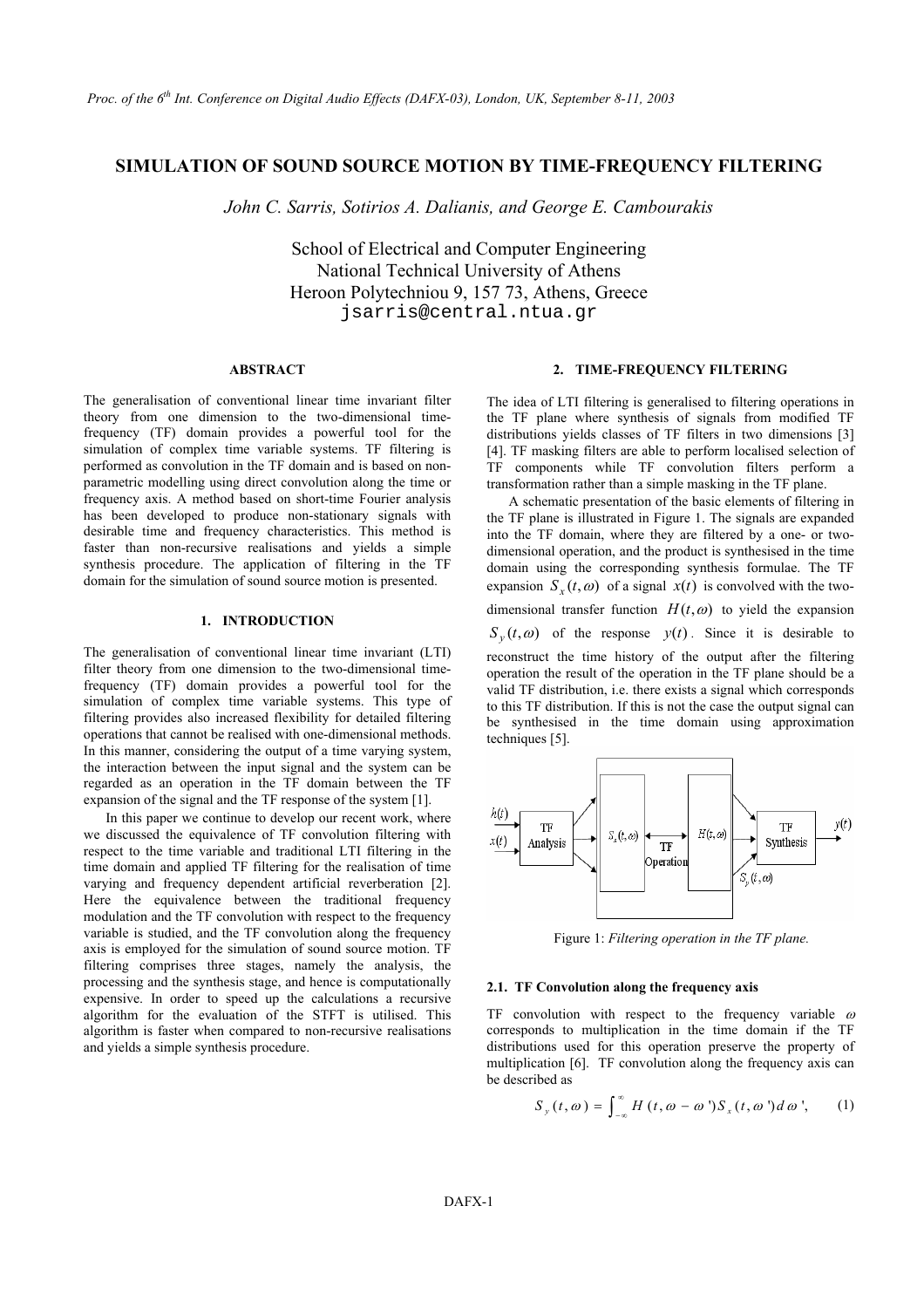# SIMULATION OF SOUND SOURCE MOTION BY TIME-FREQUENCY FILTERING

*John C. Sarris, Sotirios A. Dalianis, and George E. Cambourakis*

School of Electrical and Computer Engineering
National Technical University of Athens
Heroon Polytechniou 9, 157 73, Athens, Greece
jsarris@central.ntua.gr

## ABSTRACT

The generalisation of conventional linear time invariant filter theory from one dimension to the two-dimensional time-frequency (TF) domain provides a powerful tool for the simulation of complex time variable systems. TF filtering is performed as convolution in the TF domain and is based on non-parametric modelling using direct convolution along the time or frequency axis. A method based on short-time Fourier analysis has been developed to produce non-stationary signals with desirable time and frequency characteristics. This method is faster than non-recursive realisations and yields a simple synthesis procedure. The application of filtering in the TF domain for the simulation of sound source motion is presented.

## 1. INTRODUCTION

The generalisation of conventional linear time invariant (LTI) filter theory from one dimension to the two-dimensional time-frequency (TF) domain provides a powerful tool for the simulation of complex time variable systems. This type of filtering provides also increased flexibility for detailed filtering operations that cannot be realised with one-dimensional methods. In this manner, considering the output of a time varying system, the interaction between the input signal and the system can be regarded as an operation in the TF domain between the TF expansion of the signal and the TF response of the system [1].

In this paper we continue to develop our recent work, where we discussed the equivalence of TF convolution filtering with respect to the time variable and traditional LTI filtering in the time domain and applied TF filtering for the realisation of time varying and frequency dependent artificial reverberation [2]. Here the equivalence between the traditional frequency modulation and the TF convolution with respect to the frequency variable is studied, and the TF convolution along the frequency axis is employed for the simulation of sound source motion. TF filtering comprises three stages, namely the analysis, the processing and the synthesis stage, and hence is computationally expensive. In order to speed up the calculations a recursive algorithm for the evaluation of the STFT is utilised. This algorithm is faster when compared to non-recursive realisations and yields a simple synthesis procedure.

## 2. TIME-FREQUENCY FILTERING

The idea of LTI filtering is generalised to filtering operations in the TF plane where synthesis of signals from modified TF distributions yields classes of TF filters in two dimensions [3] [4]. TF masking filters are able to perform localised selection of TF components while TF convolution filters perform a transformation rather than a simple masking in the TF plane.

A schematic presentation of the basic elements of filtering in the TF plane is illustrated in Figure 1. The signals are expanded into the TF domain, where they are filtered by a one- or two-dimensional operation, and the product is synthesised in the time domain using the corresponding synthesis formulae. The TF expansion $S_x(t,\omega)$ of a signal $x(t)$ is convolved with the two-dimensional transfer function $H(t,\omega)$ to yield the expansion $S_y(t,\omega)$ of the response $y(t)$. Since it is desirable to reconstruct the time history of the output after the filtering operation the result of the operation in the TF plane should be a valid TF distribution, i.e. there exists a signal which corresponds to this TF distribution. If this is not the case the output signal can be synthesised in the time domain using approximation techniques [5].

Figure 1: *Filtering operation in the TF plane.*

### 2.1. TF Convolution along the frequency axis

TF convolution with respect to the frequency variable $\omega$ corresponds to multiplication in the time domain if the TF distributions used for this operation preserve the property of multiplication [6]. TF convolution along the frequency axis can be described as

$$S_y(t,\omega) = \int_{-\infty}^{\infty} H(t,\omega-\omega')S_x(t,\omega')\,d\omega', \qquad (1)$$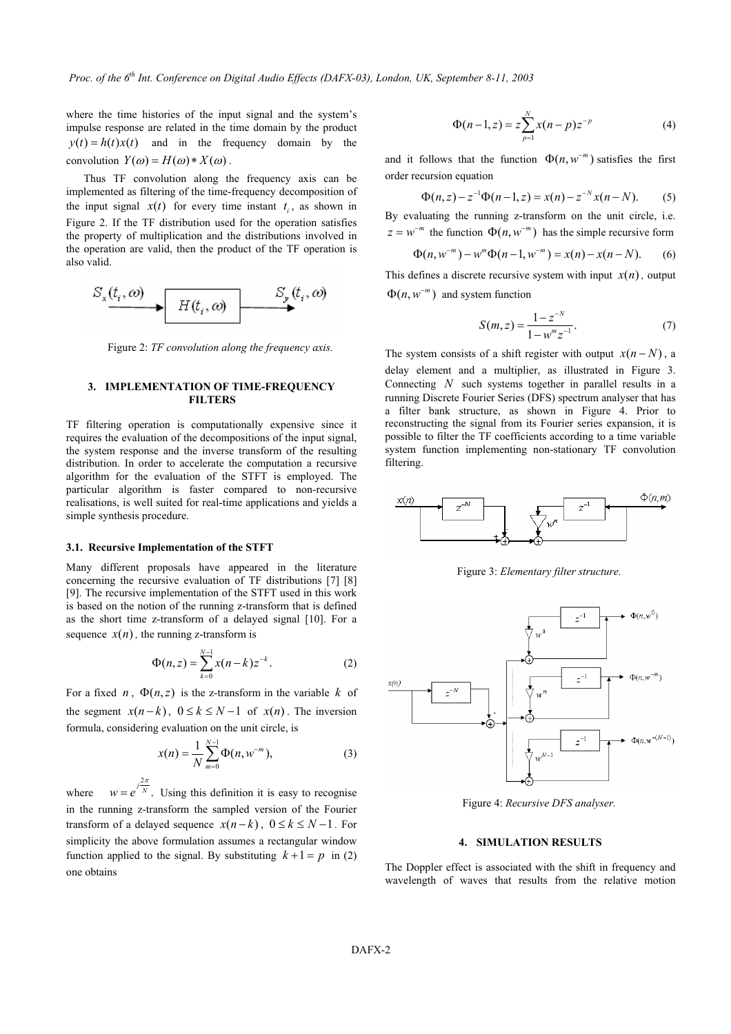where the time histories of the input signal and the system's impulse response are related in the time domain by the product $y(t) = h(t)x(t)$ and in the frequency domain by the convolution $Y(\omega) = H(\omega) * X(\omega)$.

Thus TF convolution along the frequency axis can be implemented as filtering of the time-frequency decomposition of the input signal $x(t)$ for every time instant $t_i$, as shown in Figure 2. If the TF distribution used for the operation satisfies the property of multiplication and the distributions involved in the operation are valid, then the product of the TF operation is also valid.

Figure 2: *TF convolution along the frequency axis.*

## 3. IMPLEMENTATION OF TIME-FREQUENCY FILTERS

TF filtering operation is computationally expensive since it requires the evaluation of the decompositions of the input signal, the system response and the inverse transform of the resulting distribution. In order to accelerate the computation a recursive algorithm for the evaluation of the STFT is employed. The particular algorithm is faster compared to non-recursive realisations, is well suited for real-time applications and yields a simple synthesis procedure.

### 3.1. Recursive Implementation of the STFT

Many different proposals have appeared in the literature concerning the recursive evaluation of TF distributions [7] [8] [9]. The recursive implementation of the STFT used in this work is based on the notion of the running z-transform that is defined as the short time z-transform of a delayed signal [10]. For a sequence $x(n)$, the running z-transform is

$$\Phi(n,z) = \sum_{k=0}^{N-1} x(n-k) z^{-k}. \tag{2}$$

For a fixed $n$, $\Phi(n,z)$ is the z-transform in the variable $k$ of the segment $x(n-k)$, $0 \le k \le N-1$ of $x(n)$. The inversion formula, considering evaluation on the unit circle, is

$$x(n) = \frac{1}{N} \sum_{m=0}^{N-1} \Phi(n, w^{-m}), \tag{3}$$

where $w = e^{j\frac{2\pi}{N}}$. Using this definition it is easy to recognise in the running z-transform the sampled version of the Fourier transform of a delayed sequence $x(n-k)$, $0 \le k \le N-1$. For simplicity the above formulation assumes a rectangular window function applied to the signal. By substituting $k+1 = p$ in (2) one obtains

$$\Phi(n-1,z) = z \sum_{p=1}^{N} x(n-p) z^{-p} \tag{4}$$

and it follows that the function $\Phi(n, w^{-m})$ satisfies the first order recursion equation

$$\Phi(n,z) - z^{-1}\Phi(n-1,z) = x(n) - z^{-N} x(n-N). \tag{5}$$

By evaluating the running z-transform on the unit circle, i.e. $z = w^{-m}$ the function $\Phi(n, w^{-m})$ has the simple recursive form

$$\Phi(n, w^{-m}) - w^{m}\Phi(n-1, w^{-m}) = x(n) - x(n-N). \tag{6}$$

This defines a discrete recursive system with input $x(n)$, output $\Phi(n, w^{-m})$ and system function

$$S(m,z) = \frac{1 - z^{-N}}{1 - w^{m} z^{-1}}. \tag{7}$$

The system consists of a shift register with output $x(n-N)$, a delay element and a multiplier, as illustrated in Figure 3. Connecting $N$ such systems together in parallel results in a running Discrete Fourier Series (DFS) spectrum analyser that has a filter bank structure, as shown in Figure 4. Prior to reconstructing the signal from its Fourier series expansion, it is possible to filter the TF coefficients according to a time variable system function implementing non-stationary TF convolution filtering.

Figure 3: *Elementary filter structure.*

Figure 4: *Recursive DFS analyser.*

## 4. SIMULATION RESULTS

The Doppler effect is associated with the shift in frequency and wavelength of waves that results from the relative motion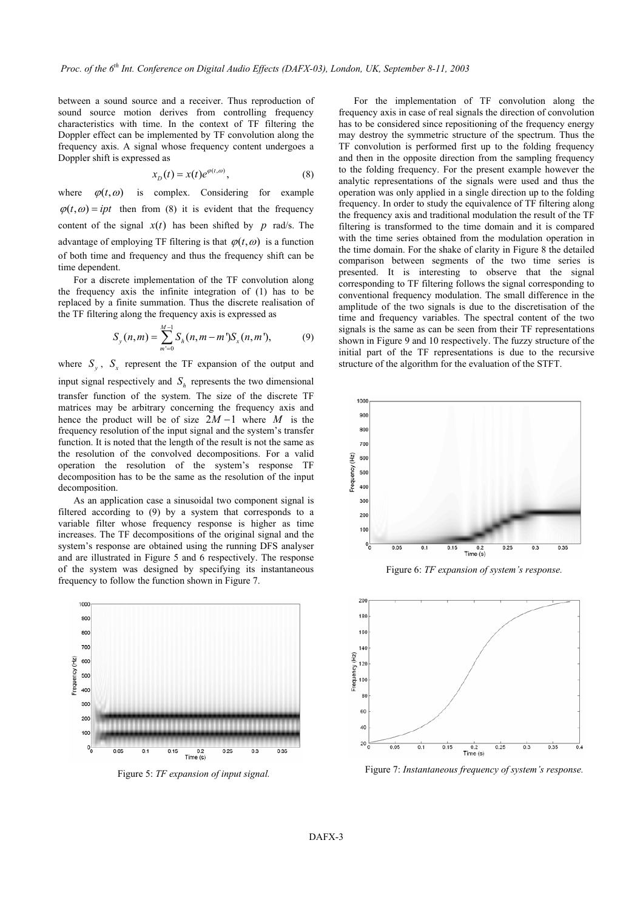between a sound source and a receiver. Thus reproduction of sound source motion derives from controlling frequency characteristics with time. In the context of TF filtering the Doppler effect can be implemented by TF convolution along the frequency axis. A signal whose frequency content undergoes a Doppler shift is expressed as

$$x_D(t) = x(t)e^{\varphi(t,\omega)}, \tag{8}$$

where $\varphi(t,\omega)$ is complex. Considering for example $\varphi(t,\omega) = ipt$ then from (8) it is evident that the frequency content of the signal $x(t)$ has been shifted by $p$ rad/s. The advantage of employing TF filtering is that $\varphi(t,\omega)$ is a function of both time and frequency and thus the frequency shift can be time dependent.

For a discrete implementation of the TF convolution along the frequency axis the infinite integration of (1) has to be replaced by a finite summation. Thus the discrete realisation of the TF filtering along the frequency axis is expressed as

$$S_y(n,m) = \sum_{m'=0}^{M-1} S_h(n, m-m')S_x(n,m'), \tag{9}$$

where $S_y$, $S_x$ represent the TF expansion of the output and input signal respectively and $S_h$ represents the two dimensional transfer function of the system. The size of the discrete TF matrices may be arbitrary concerning the frequency axis and hence the product will be of size $2M-1$ where $M$ is the frequency resolution of the input signal and the system's transfer function. It is noted that the length of the result is not the same as the resolution of the convolved decompositions. For a valid operation the resolution of the system's response TF decomposition has to be the same as the resolution of the input decomposition.

As an application case a sinusoidal two component signal is filtered according to (9) by a system that corresponds to a variable filter whose frequency response is higher as time increases. The TF decompositions of the original signal and the system's response are obtained using the running DFS analyser and are illustrated in Figure 5 and 6 respectively. The response of the system was designed by specifying its instantaneous frequency to follow the function shown in Figure 7.

Figure 5: *TF expansion of input signal.*

For the implementation of TF convolution along the frequency axis in case of real signals the direction of convolution has to be considered since repositioning of the frequency energy may destroy the symmetric structure of the spectrum. Thus the TF convolution is performed first up to the folding frequency and then in the opposite direction from the sampling frequency to the folding frequency. For the present example however the analytic representations of the signals were used and thus the operation was only applied in a single direction up to the folding frequency. In order to study the equivalence of TF filtering along the frequency axis and traditional modulation the result of the TF filtering is transformed to the time domain and it is compared with the time series obtained from the modulation operation in the time domain. For the shake of clarity in Figure 8 the detailed comparison between segments of the two time series is presented. It is interesting to observe that the signal corresponding to TF filtering follows the signal corresponding to conventional frequency modulation. The small difference in the amplitude of the two signals is due to the discretisation of the time and frequency variables. The spectral content of the two signals is the same as can be seen from their TF representations shown in Figure 9 and 10 respectively. The fuzzy structure of the initial part of the TF representations is due to the recursive structure of the algorithm for the evaluation of the STFT.

Figure 6: *TF expansion of system's response.*

Figure 7: *Instantaneous frequency of system's response.*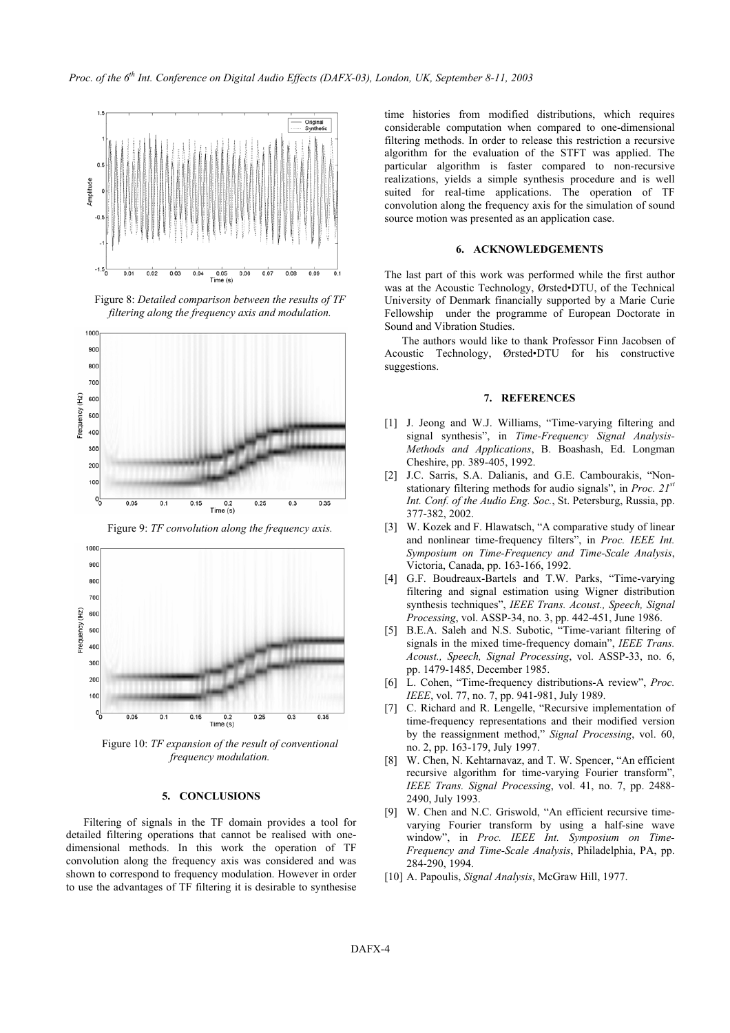1.5

Original

Synthetic

1

0.5

Amplitude

0

-0.5

-1

-1.5

0 0.01 0.02 0.03 0.04 0.05 0.06 0.07 0.08 0.09 0.1

Time (s)

Figure 8: *Detailed comparison between the results of TF filtering along the frequency axis and modulation.*

1000

900

800

700

600

Frequency (Hz)

500

400

300

200

100

0

0 0.05 0.1 0.15 0.2 0.25 0.3 0.35

Time (s)

Figure 9: *TF convolution along the frequency axis.*

1000

900

800

700

600

Frequency (Hz)

500

400

300

200

100

0

0 0.05 0.1 0.15 0.2 0.25 0.3 0.35

Time (s)

Figure 10: *TF expansion of the result of conventional frequency modulation.*

## 5. CONCLUSIONS

Filtering of signals in the TF domain provides a tool for detailed filtering operations that cannot be realised with one-dimensional methods. In this work the operation of TF convolution along the frequency axis was considered and was shown to correspond to frequency modulation. However in order to use the advantages of TF filtering it is desirable to synthesise time histories from modified distributions, which requires considerable computation when compared to one-dimensional filtering methods. In order to release this restriction a recursive algorithm for the evaluation of the STFT was applied. The particular algorithm is faster compared to non-recursive realizations, yields a simple synthesis procedure and is well suited for real-time applications. The operation of TF convolution along the frequency axis for the simulation of sound source motion was presented as an application case.

## 6. ACKNOWLEDGEMENTS

The last part of this work was performed while the first author was at the Acoustic Technology, Ørsted•DTU, of the Technical University of Denmark financially supported by a Marie Curie Fellowship under the programme of European Doctorate in Sound and Vibration Studies.

The authors would like to thank Professor Finn Jacobsen of Acoustic Technology, Ørsted•DTU for his constructive suggestions.

## 7. REFERENCES

[1] J. Jeong and W.J. Williams, "Time-varying filtering and signal synthesis", in *Time-Frequency Signal Analysis-Methods and Applications*, B. Boashash, Ed. Longman Cheshire, pp. 389-405, 1992.

[2] J.C. Sarris, S.A. Dalianis, and G.E. Cambourakis, "Non-stationary filtering methods for audio signals", in *Proc. 21st Int. Conf. of the Audio Eng. Soc.*, St. Petersburg, Russia, pp. 377-382, 2002.

[3] W. Kozek and F. Hlawatsch, "A comparative study of linear and nonlinear time-frequency filters", in *Proc. IEEE Int. Symposium on Time-Frequency and Time-Scale Analysis*, Victoria, Canada, pp. 163-166, 1992.

[4] G.F. Boudreaux-Bartels and T.W. Parks, "Time-varying filtering and signal estimation using Wigner distribution synthesis techniques", *IEEE Trans. Acoust., Speech, Signal Processing*, vol. ASSP-34, no. 3, pp. 442-451, June 1986.

[5] B.E.A. Saleh and N.S. Subotic, "Time-variant filtering of signals in the mixed time-frequency domain", *IEEE Trans. Acoust., Speech, Signal Processing*, vol. ASSP-33, no. 6, pp. 1479-1485, December 1985.

[6] L. Cohen, "Time-frequency distributions-A review", *Proc. IEEE*, vol. 77, no. 7, pp. 941-981, July 1989.

[7] C. Richard and R. Lengelle, "Recursive implementation of time-frequency representations and their modified version by the reassignment method," *Signal Processing*, vol. 60, no. 2, pp. 163-179, July 1997.

[8] W. Chen, N. Kehtarnavaz, and T. W. Spencer, "An efficient recursive algorithm for time-varying Fourier transform", *IEEE Trans. Signal Processing*, vol. 41, no. 7, pp. 2488-2490, July 1993.

[9] W. Chen and N.C. Griswold, "An efficient recursive time-varying Fourier transform by using a half-sine wave window", in *Proc. IEEE Int. Symposium on Time-Frequency and Time-Scale Analysis*, Philadelphia, PA, pp. 284-290, 1994.

[10] A. Papoulis, *Signal Analysis*, McGraw Hill, 1977.